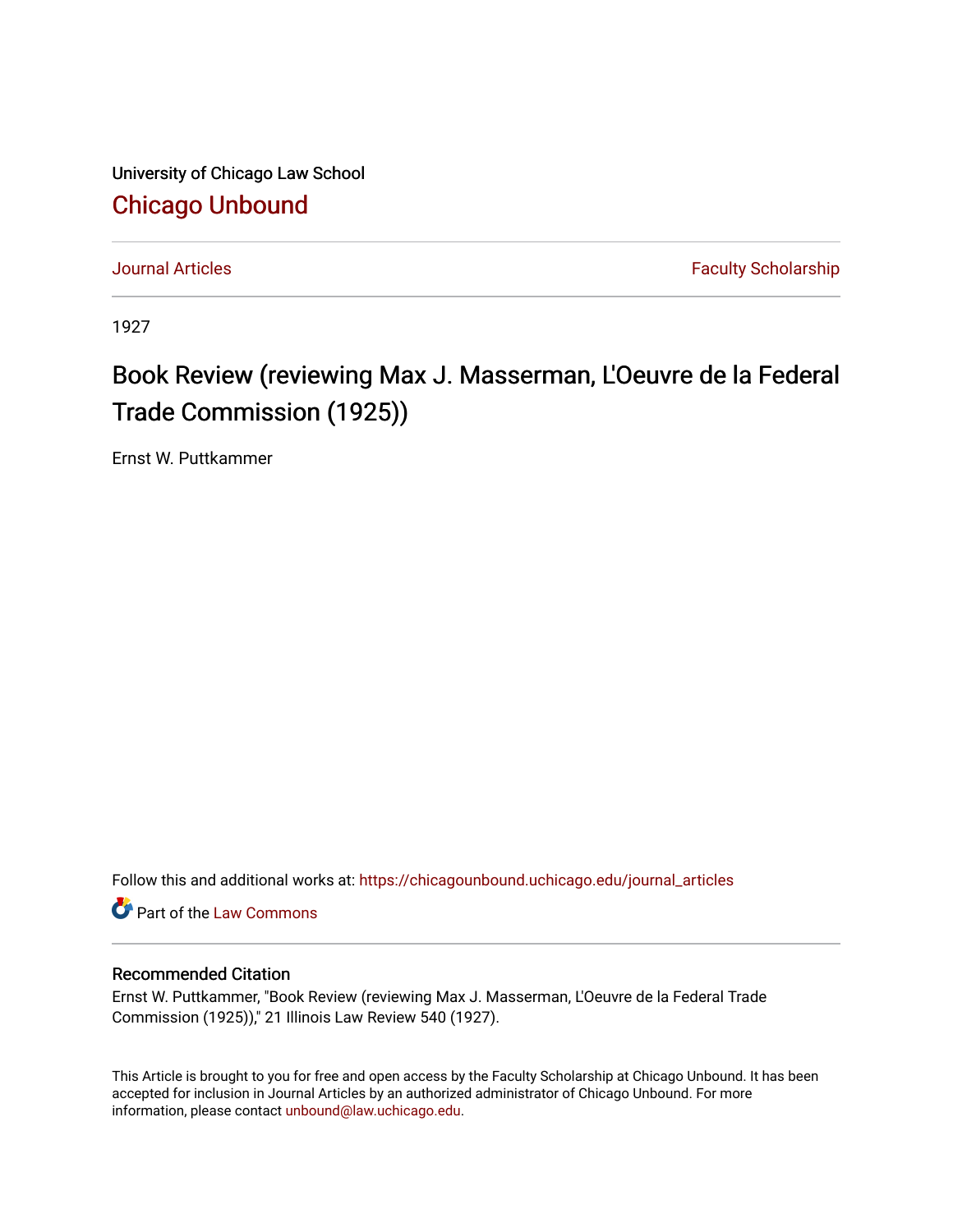University of Chicago Law School

# Chicago Unbound

Journal Articles | Faculty Scholarship

1927

## Book Review (reviewing Max J. Masserman, L'Oeuvre de la Federal Trade Commission (1925))

Ernst W. Puttkammer

Follow this and additional works at: https://chicagounbound.uchicago.edu/journal_articles

Part of the Law Commons

### Recommended Citation

Ernst W. Puttkammer, "Book Review (reviewing Max J. Masserman, L'Oeuvre de la Federal Trade Commission (1925))," 21 Illinois Law Review 540 (1927).

This Article is brought to you for free and open access by the Faculty Scholarship at Chicago Unbound. It has been accepted for inclusion in Journal Articles by an authorized administrator of Chicago Unbound. For more information, please contact unbound@law.uchicago.edu.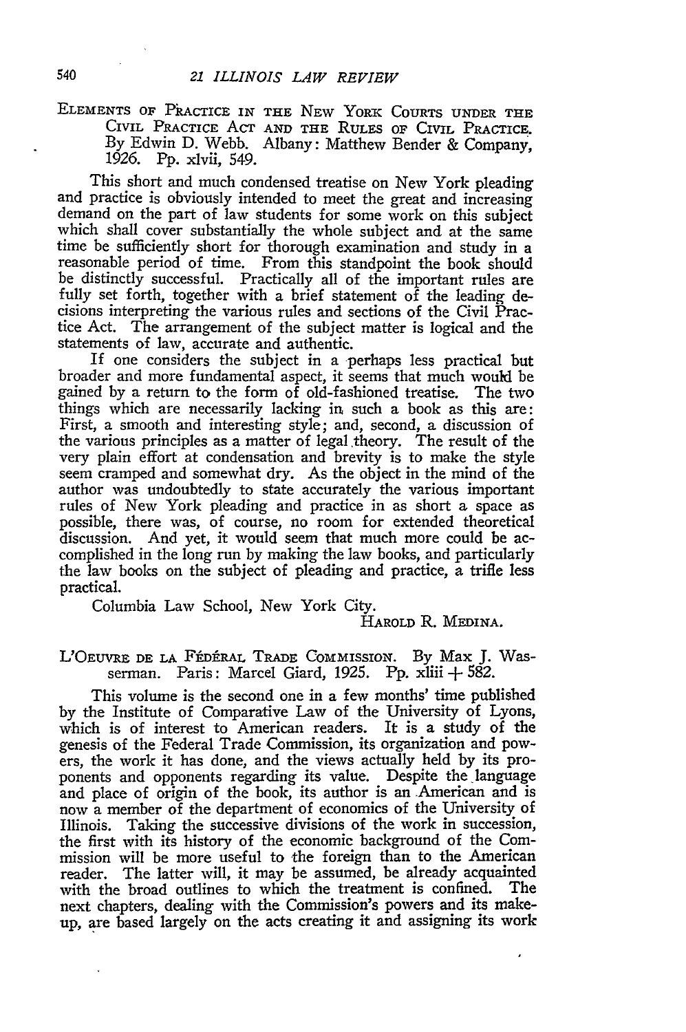ELEMENTS OF PRACTICE IN THE NEW YORK COURTS UNDER THE CIVIL PRACTICE ACT AND THE RULES OF CIVIL PRACTICE. By Edwin D. Webb. Albany: Matthew Bender & Company, 1926. Pp. xlvii, 549.

This short and much condensed treatise on New York pleading and practice is obviously intended to meet the great and increasing demand on the part of law students for some work on this subject which shall cover substantially the whole subject and at the same time be sufficiently short for thorough examination and study in a reasonable period of time. From this standpoint the book should be distinctly successful. Practically all of the important rules are fully set forth, together with a brief statement of the leading decisions interpreting the various rules and sections of the Civil Practice Act. The arrangement of the subject matter is logical and the statements of law, accurate and authentic.

If one considers the subject in a perhaps less practical but broader and more fundamental aspect, it seems that much would be gained by a return to the form of old-fashioned treatise. The two things which are necessarily lacking in such a book as this are: First, a smooth and interesting style; and, second, a discussion of the various principles as a matter of legal theory. The result of the very plain effort at condensation and brevity is to make the style seem cramped and somewhat dry. As the object in the mind of the author was undoubtedly to state accurately the various important rules of New York pleading and practice in as short a space as possible, there was, of course, no room for extended theoretical discussion. And yet, it would seem that much more could be accomplished in the long run by making the law books, and particularly the law books on the subject of pleading and practice, a trifle less practical.

Columbia Law School, New York City.

HAROLD R. MEDINA.

L'OEUVRE DE LA FÉDÉRAL TRADE COMMISSION. By Max J. Wasserman. Paris: Marcel Giard, 1925. Pp. xliii + 582.

This volume is the second one in a few months' time published by the Institute of Comparative Law of the University of Lyons, which is of interest to American readers. It is a study of the genesis of the Federal Trade Commission, its organization and powers, the work it has done, and the views actually held by its proponents and opponents regarding its value. Despite the language and place of origin of the book, its author is an American and is now a member of the department of economics of the University of Illinois. Taking the successive divisions of the work in succession, the first with its history of the economic background of the Commission will be more useful to the foreign than to the American reader. The latter will, it may be assumed, be already acquainted with the broad outlines to which the treatment is confined. The next chapters, dealing with the Commission's powers and its makeup, are based largely on the acts creating it and assigning its work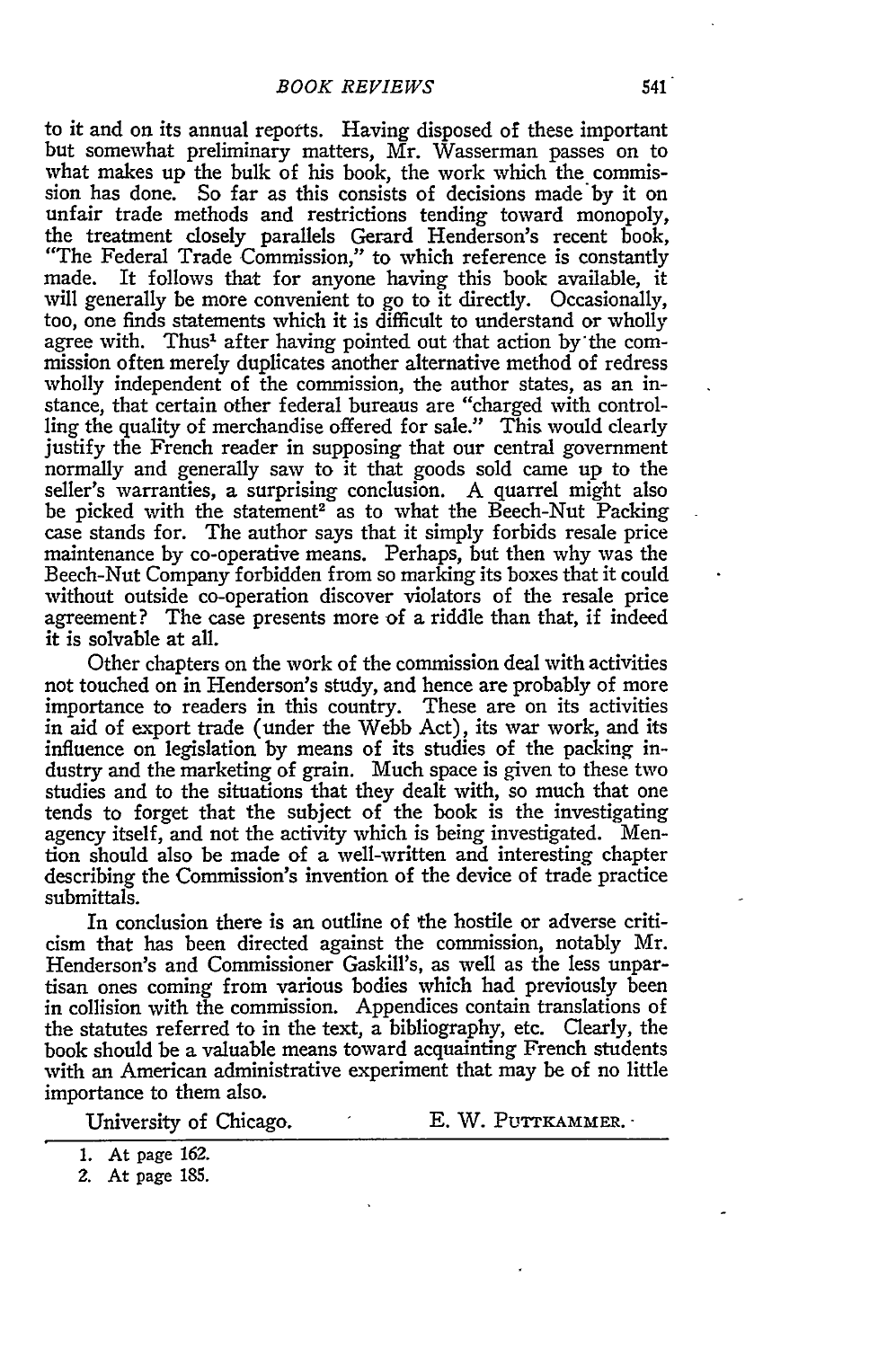to it and on its annual reports. Having disposed of these important but somewhat preliminary matters, Mr. Wasserman passes on to what makes up the bulk of his book, the work which the commission has done. So far as this consists of decisions made by it on unfair trade methods and restrictions tending toward monopoly, the treatment closely parallels Gerard Henderson's recent book, "The Federal Trade Commission," to which reference is constantly made. It follows that for anyone having this book available, it will generally be more convenient to go to it directly. Occasionally, too, one finds statements which it is difficult to understand or wholly agree with. Thus[1] after having pointed out that action by the commission often merely duplicates another alternative method of redress wholly independent of the commission, the author states, as an instance, that certain other federal bureaus are "charged with controlling the quality of merchandise offered for sale." This would clearly justify the French reader in supposing that our central government normally and generally saw to it that goods sold came up to the seller's warranties, a surprising conclusion. A quarrel might also be picked with the statement[2] as to what the Beech-Nut Packing case stands for. The author says that it simply forbids resale price maintenance by co-operative means. Perhaps, but then why was the Beech-Nut Company forbidden from so marking its boxes that it could without outside co-operation discover violators of the resale price agreement? The case presents more of a riddle than that, if indeed it is solvable at all.

Other chapters on the work of the commission deal with activities not touched on in Henderson's study, and hence are probably of more importance to readers in this country. These are on its activities in aid of export trade (under the Webb Act), its war work, and its influence on legislation by means of its studies of the packing industry and the marketing of grain. Much space is given to these two studies and to the situations that they dealt with, so much that one tends to forget that the subject of the book is the investigating agency itself, and not the activity which is being investigated. Mention should also be made of a well-written and interesting chapter describing the Commission's invention of the device of trade practice submittals.

In conclusion there is an outline of the hostile or adverse criticism that has been directed against the commission, notably Mr. Henderson's and Commissioner Gaskill's, as well as the less unpartisan ones coming from various bodies which had previously been in collision with the commission. Appendices contain translations of the statutes referred to in the text, a bibliography, etc. Clearly, the book should be a valuable means toward acquainting French students with an American administrative experiment that may be of no little importance to them also.

University of Chicago. E. W. PUTTKAMMER.

---

1. At page 162.
2. At page 185.